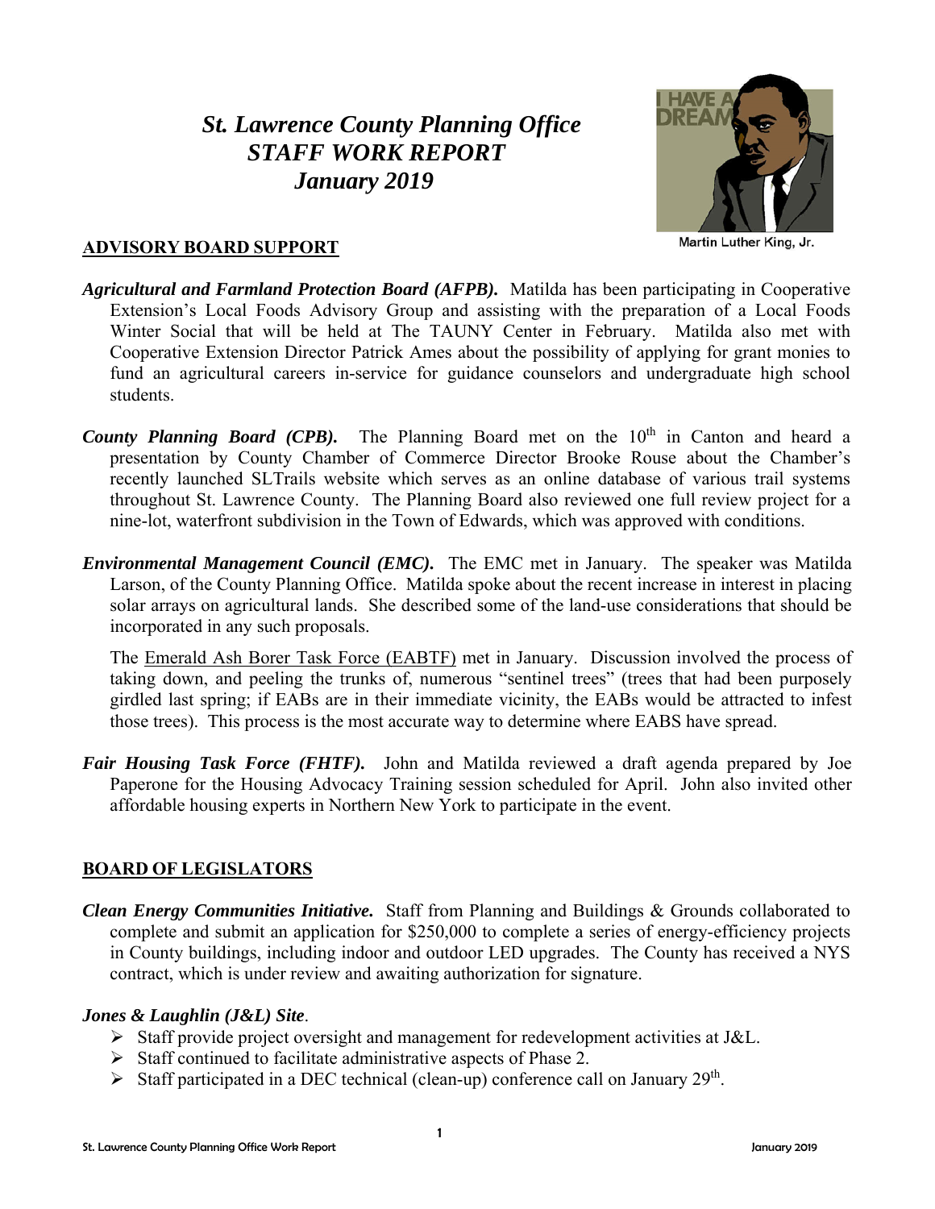# *St. Lawrence County Planning Office STAFF WORK REPORT January 2019*

Martin Luther King, Jr.

## ADVISORY BOARD SUPPORT

***Agricultural and Farmland Protection Board (AFPB).*** Matilda has been participating in Cooperative Extension's Local Foods Advisory Group and assisting with the preparation of a Local Foods Winter Social that will be held at The TAUNY Center in February. Matilda also met with Cooperative Extension Director Patrick Ames about the possibility of applying for grant monies to fund an agricultural careers in-service for guidance counselors and undergraduate high school students.

***County Planning Board (CPB).*** The Planning Board met on the 10th in Canton and heard a presentation by County Chamber of Commerce Director Brooke Rouse about the Chamber's recently launched SLTrails website which serves as an online database of various trail systems throughout St. Lawrence County. The Planning Board also reviewed one full review project for a nine-lot, waterfront subdivision in the Town of Edwards, which was approved with conditions.

***Environmental Management Council (EMC).*** The EMC met in January. The speaker was Matilda Larson, of the County Planning Office. Matilda spoke about the recent increase in interest in placing solar arrays on agricultural lands. She described some of the land-use considerations that should be incorporated in any such proposals.

The Emerald Ash Borer Task Force (EABTF) met in January. Discussion involved the process of taking down, and peeling the trunks of, numerous "sentinel trees" (trees that had been purposely girdled last spring; if EABs are in their immediate vicinity, the EABs would be attracted to infest those trees). This process is the most accurate way to determine where EABS have spread.

***Fair Housing Task Force (FHTF).*** John and Matilda reviewed a draft agenda prepared by Joe Paperone for the Housing Advocacy Training session scheduled for April. John also invited other affordable housing experts in Northern New York to participate in the event.

## BOARD OF LEGISLATORS

***Clean Energy Communities Initiative.*** Staff from Planning and Buildings & Grounds collaborated to complete and submit an application for $250,000 to complete a series of energy-efficiency projects in County buildings, including indoor and outdoor LED upgrades. The County has received a NYS contract, which is under review and awaiting authorization for signature.

***Jones & Laughlin (J&L) Site*.**

- Staff provide project oversight and management for redevelopment activities at J&L.
- Staff continued to facilitate administrative aspects of Phase 2.
- Staff participated in a DEC technical (clean-up) conference call on January 29th.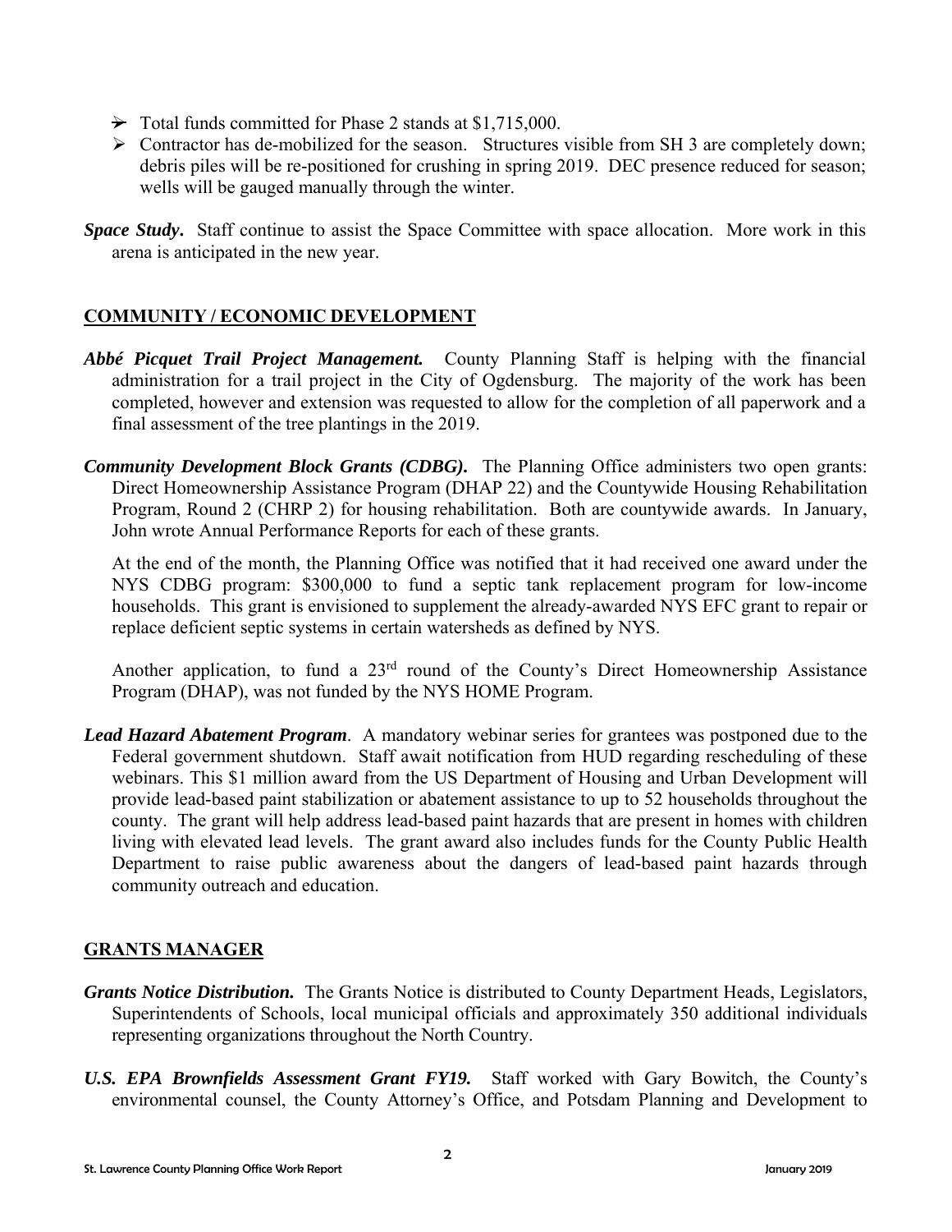- Total funds committed for Phase 2 stands at $1,715,000.
- Contractor has de-mobilized for the season. Structures visible from SH 3 are completely down; debris piles will be re-positioned for crushing in spring 2019. DEC presence reduced for season; wells will be gauged manually through the winter.

***Space Study.*** Staff continue to assist the Space Committee with space allocation. More work in this arena is anticipated in the new year.

## COMMUNITY / ECONOMIC DEVELOPMENT

***Abbé Picquet Trail Project Management.*** County Planning Staff is helping with the financial administration for a trail project in the City of Ogdensburg. The majority of the work has been completed, however and extension was requested to allow for the completion of all paperwork and a final assessment of the tree plantings in the 2019.

***Community Development Block Grants (CDBG).*** The Planning Office administers two open grants: Direct Homeownership Assistance Program (DHAP 22) and the Countywide Housing Rehabilitation Program, Round 2 (CHRP 2) for housing rehabilitation. Both are countywide awards. In January, John wrote Annual Performance Reports for each of these grants.

At the end of the month, the Planning Office was notified that it had received one award under the NYS CDBG program: $300,000 to fund a septic tank replacement program for low-income households. This grant is envisioned to supplement the already-awarded NYS EFC grant to repair or replace deficient septic systems in certain watersheds as defined by NYS.

Another application, to fund a 23rd round of the County's Direct Homeownership Assistance Program (DHAP), was not funded by the NYS HOME Program.

***Lead Hazard Abatement Program***. A mandatory webinar series for grantees was postponed due to the Federal government shutdown. Staff await notification from HUD regarding rescheduling of these webinars. This $1 million award from the US Department of Housing and Urban Development will provide lead-based paint stabilization or abatement assistance to up to 52 households throughout the county. The grant will help address lead-based paint hazards that are present in homes with children living with elevated lead levels. The grant award also includes funds for the County Public Health Department to raise public awareness about the dangers of lead-based paint hazards through community outreach and education.

## GRANTS MANAGER

***Grants Notice Distribution.*** The Grants Notice is distributed to County Department Heads, Legislators, Superintendents of Schools, local municipal officials and approximately 350 additional individuals representing organizations throughout the North Country.

***U.S. EPA Brownfields Assessment Grant FY19.*** Staff worked with Gary Bowitch, the County's environmental counsel, the County Attorney's Office, and Potsdam Planning and Development to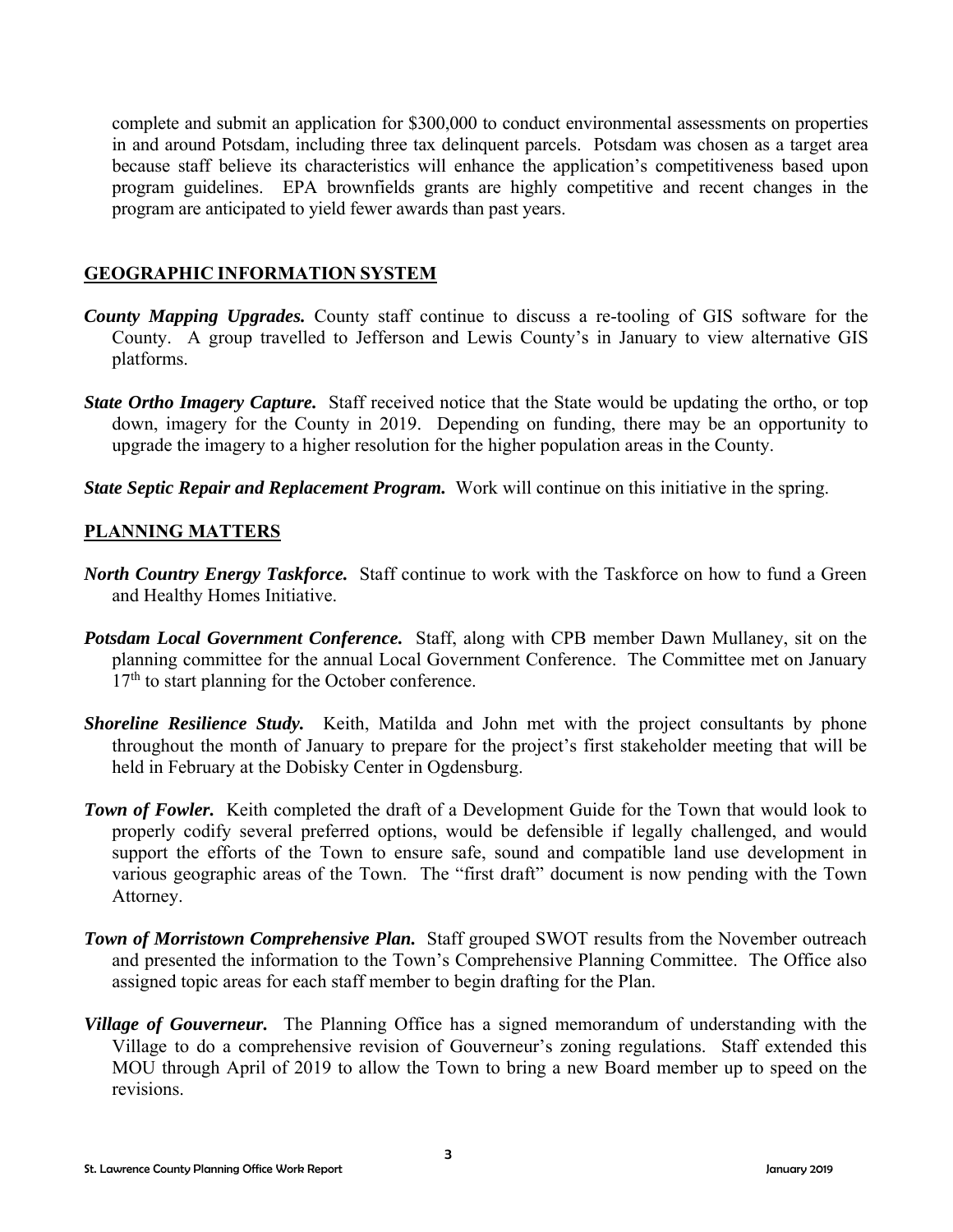complete and submit an application for $300,000 to conduct environmental assessments on properties in and around Potsdam, including three tax delinquent parcels. Potsdam was chosen as a target area because staff believe its characteristics will enhance the application's competitiveness based upon program guidelines. EPA brownfields grants are highly competitive and recent changes in the program are anticipated to yield fewer awards than past years.

## GEOGRAPHIC INFORMATION SYSTEM

***County Mapping Upgrades.*** County staff continue to discuss a re-tooling of GIS software for the County. A group travelled to Jefferson and Lewis County's in January to view alternative GIS platforms.

***State Ortho Imagery Capture.*** Staff received notice that the State would be updating the ortho, or top down, imagery for the County in 2019. Depending on funding, there may be an opportunity to upgrade the imagery to a higher resolution for the higher population areas in the County.

***State Septic Repair and Replacement Program.*** Work will continue on this initiative in the spring.

## PLANNING MATTERS

***North Country Energy Taskforce.*** Staff continue to work with the Taskforce on how to fund a Green and Healthy Homes Initiative.

***Potsdam Local Government Conference.*** Staff, along with CPB member Dawn Mullaney, sit on the planning committee for the annual Local Government Conference. The Committee met on January 17th to start planning for the October conference.

***Shoreline Resilience Study.*** Keith, Matilda and John met with the project consultants by phone throughout the month of January to prepare for the project's first stakeholder meeting that will be held in February at the Dobisky Center in Ogdensburg.

***Town of Fowler.*** Keith completed the draft of a Development Guide for the Town that would look to properly codify several preferred options, would be defensible if legally challenged, and would support the efforts of the Town to ensure safe, sound and compatible land use development in various geographic areas of the Town. The "first draft" document is now pending with the Town Attorney.

***Town of Morristown Comprehensive Plan.*** Staff grouped SWOT results from the November outreach and presented the information to the Town's Comprehensive Planning Committee. The Office also assigned topic areas for each staff member to begin drafting for the Plan.

***Village of Gouverneur.*** The Planning Office has a signed memorandum of understanding with the Village to do a comprehensive revision of Gouverneur's zoning regulations. Staff extended this MOU through April of 2019 to allow the Town to bring a new Board member up to speed on the revisions.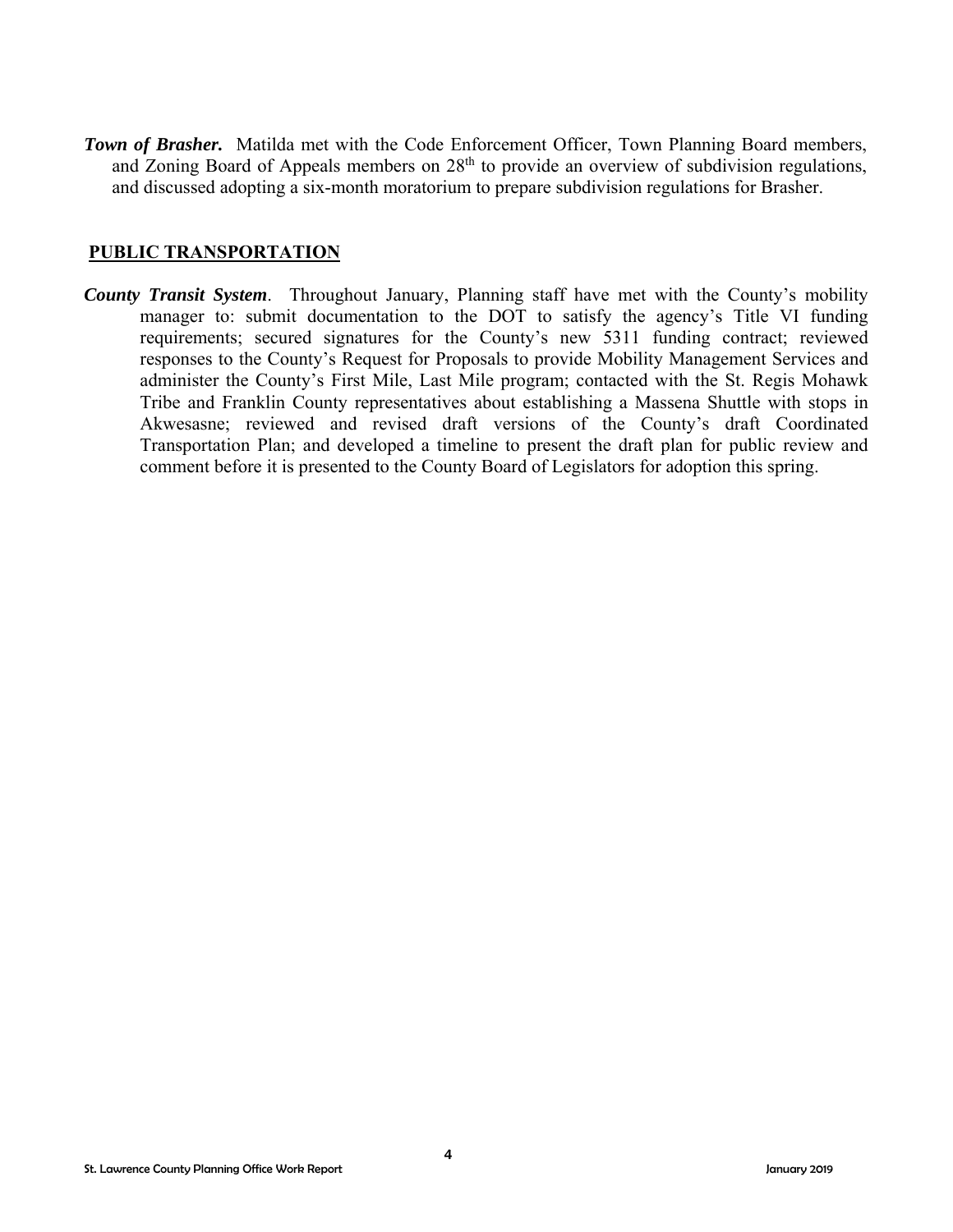***Town of Brasher.*** Matilda met with the Code Enforcement Officer, Town Planning Board members, and Zoning Board of Appeals members on 28th to provide an overview of subdivision regulations, and discussed adopting a six-month moratorium to prepare subdivision regulations for Brasher.

## PUBLIC TRANSPORTATION

***County Transit System***. Throughout January, Planning staff have met with the County's mobility manager to: submit documentation to the DOT to satisfy the agency's Title VI funding requirements; secured signatures for the County's new 5311 funding contract; reviewed responses to the County's Request for Proposals to provide Mobility Management Services and administer the County's First Mile, Last Mile program; contacted with the St. Regis Mohawk Tribe and Franklin County representatives about establishing a Massena Shuttle with stops in Akwesasne; reviewed and revised draft versions of the County's draft Coordinated Transportation Plan; and developed a timeline to present the draft plan for public review and comment before it is presented to the County Board of Legislators for adoption this spring.